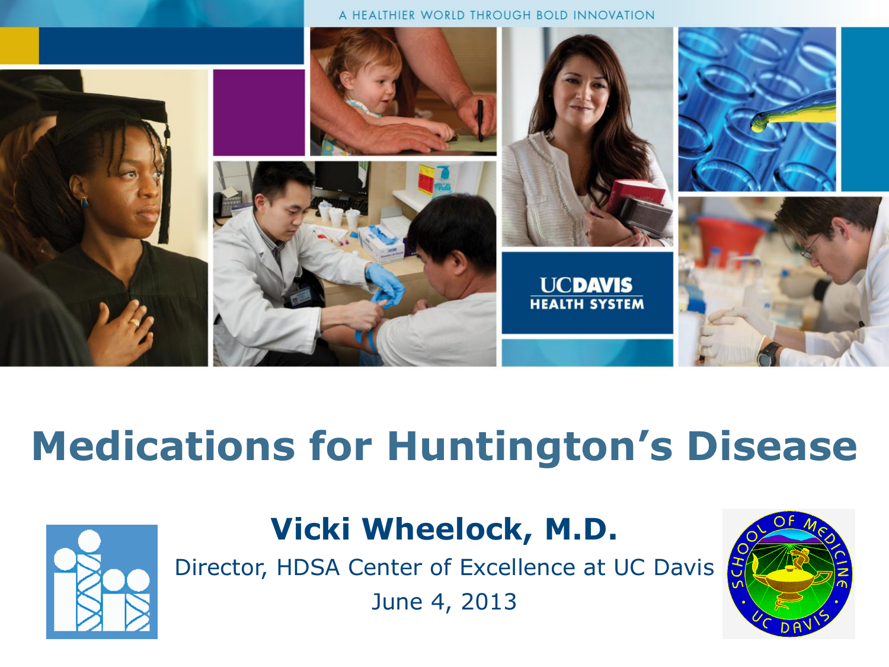A HEALTHIER WORLD THROUGH BOLD INNOVATION

UCDAVIS HEALTH SYSTEM

# Medications for Huntington's Disease

**Vicki Wheelock, M.D.**

Director, HDSA Center of Excellence at UC Davis

June 4, 2013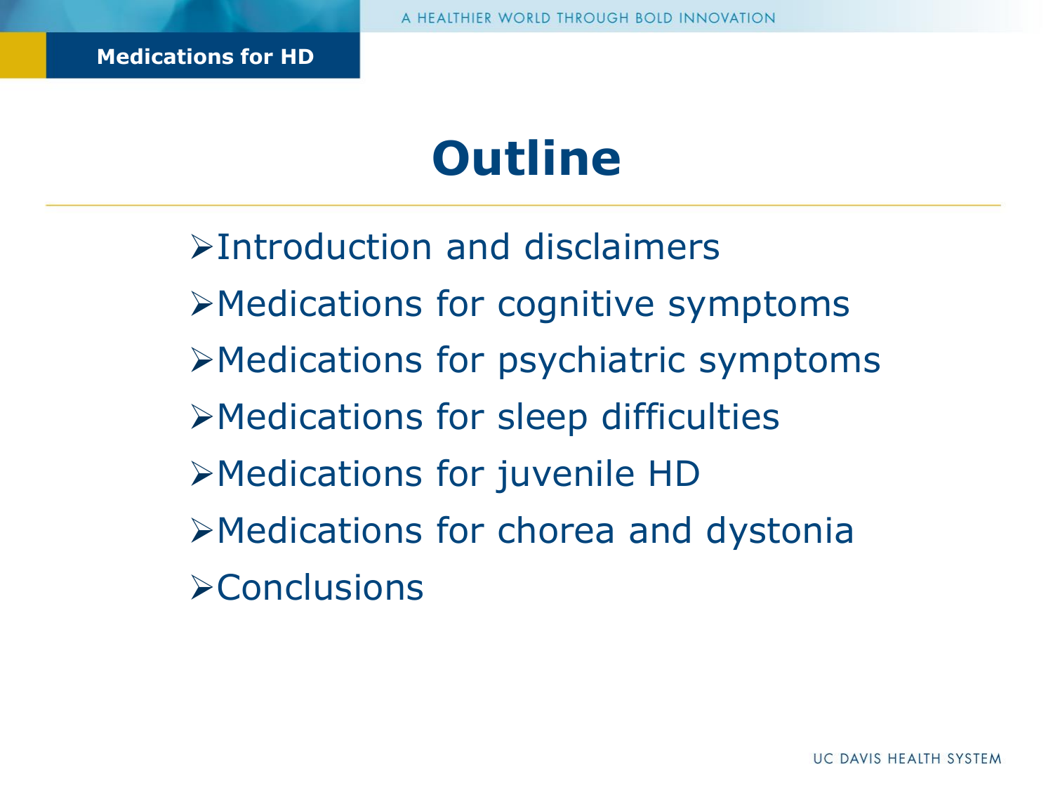# Outline

- Introduction and disclaimers
- Medications for cognitive symptoms
- Medications for psychiatric symptoms
- Medications for sleep difficulties
- Medications for juvenile HD
- Medications for chorea and dystonia
- Conclusions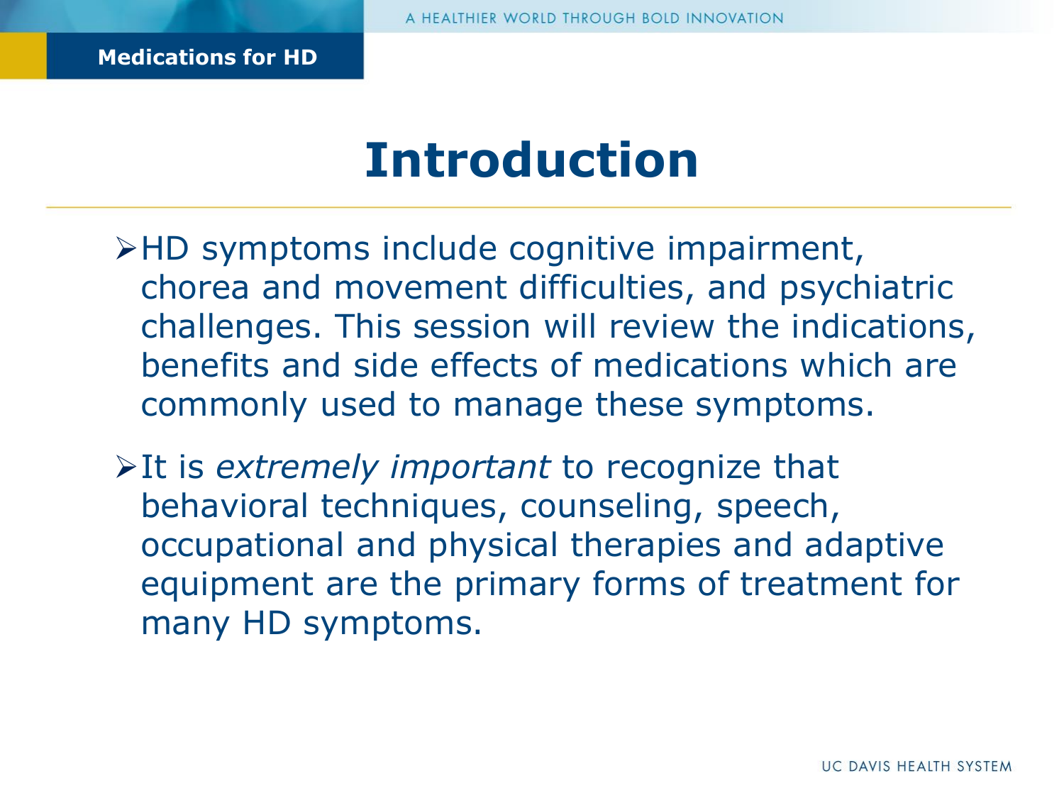# Introduction

- HD symptoms include cognitive impairment, chorea and movement difficulties, and psychiatric challenges. This session will review the indications, benefits and side effects of medications which are commonly used to manage these symptoms.
- It is *extremely important* to recognize that behavioral techniques, counseling, speech, occupational and physical therapies and adaptive equipment are the primary forms of treatment for many HD symptoms.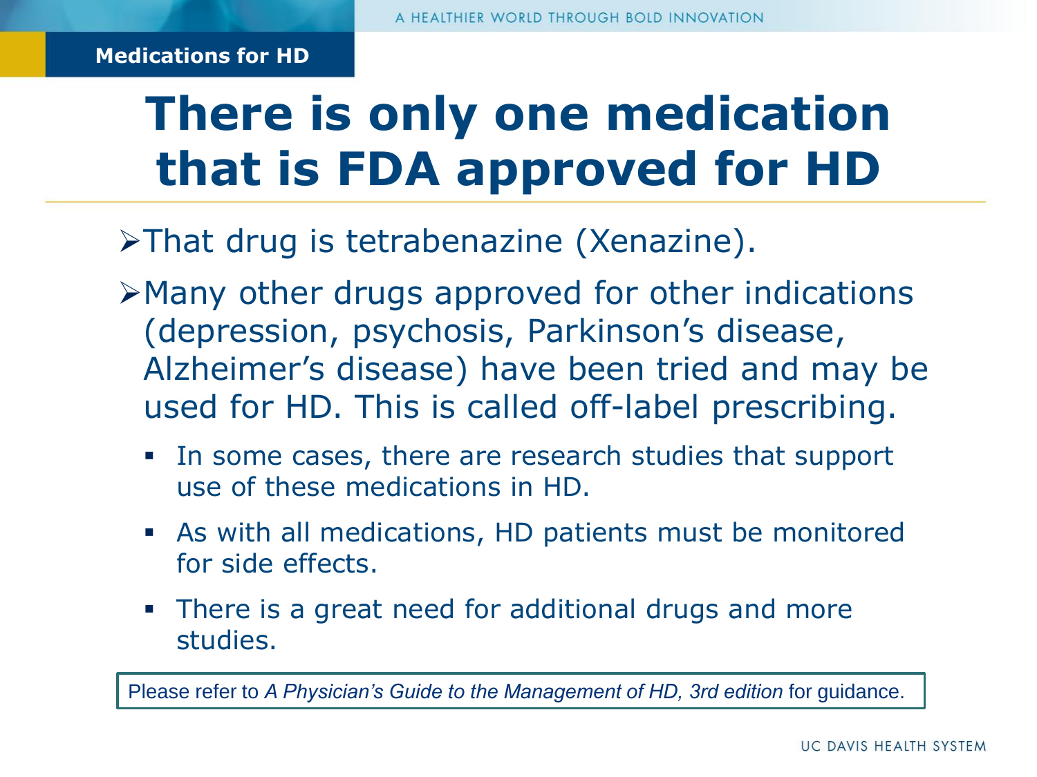**Medications for HD**

# There is only one medication that is FDA approved for HD

- That drug is tetrabenazine (Xenazine).
- Many other drugs approved for other indications (depression, psychosis, Parkinson's disease, Alzheimer's disease) have been tried and may be used for HD. This is called off-label prescribing.
  - In some cases, there are research studies that support use of these medications in HD.
  - As with all medications, HD patients must be monitored for side effects.
  - There is a great need for additional drugs and more studies.

Please refer to *A Physician's Guide to the Management of HD, 3rd edition* for guidance.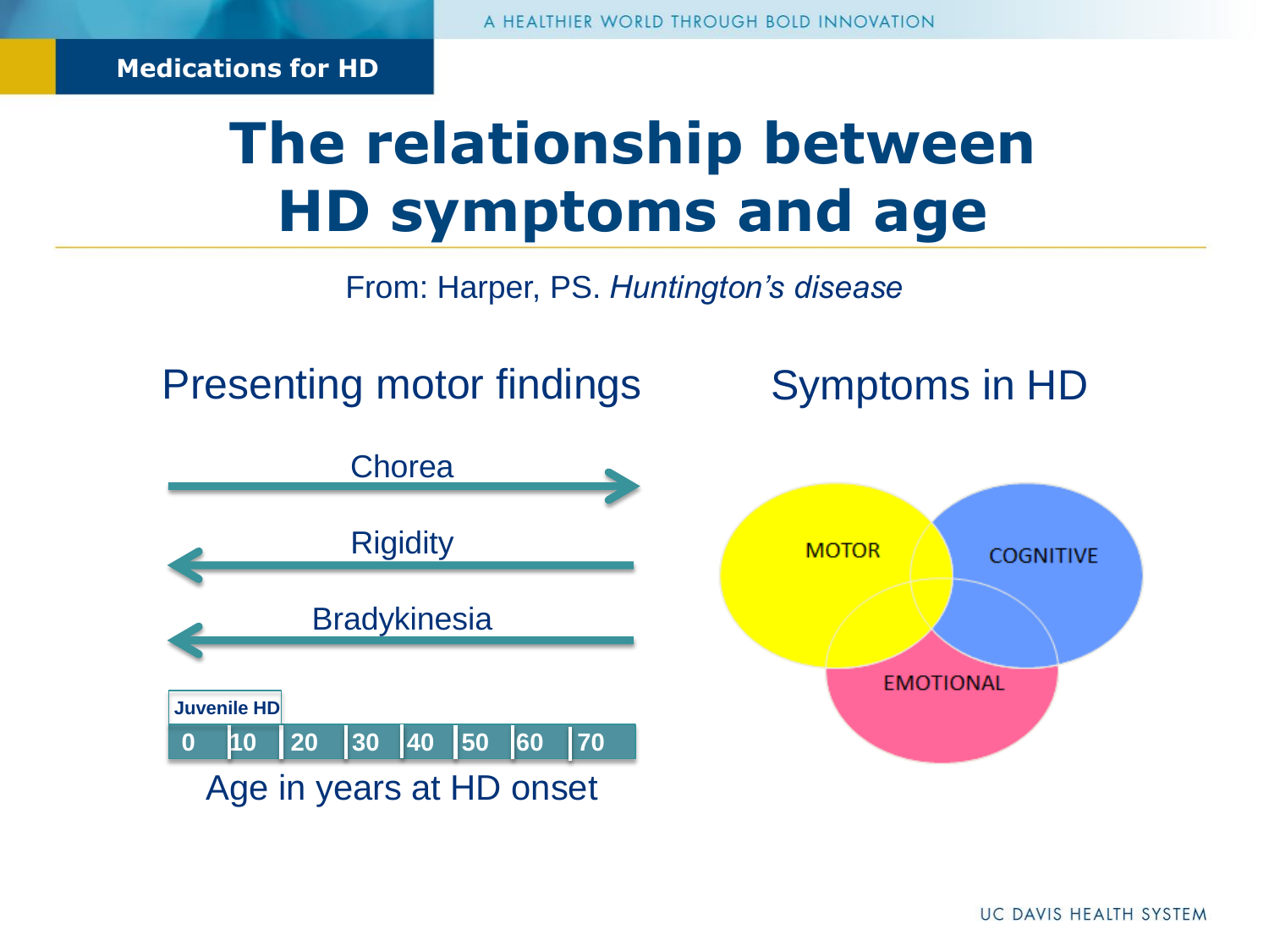# The relationship between HD symptoms and age

From: Harper, PS. *Huntington's disease*

## Presenting motor findings

Chorea

Rigidity

Bradykinesia

Juvenile HD

0 | 10 | 20 | 30 | 40 | 50 | 60 | 70

Age in years at HD onset

## Symptoms in HD

MOTOR

COGNITIVE

EMOTIONAL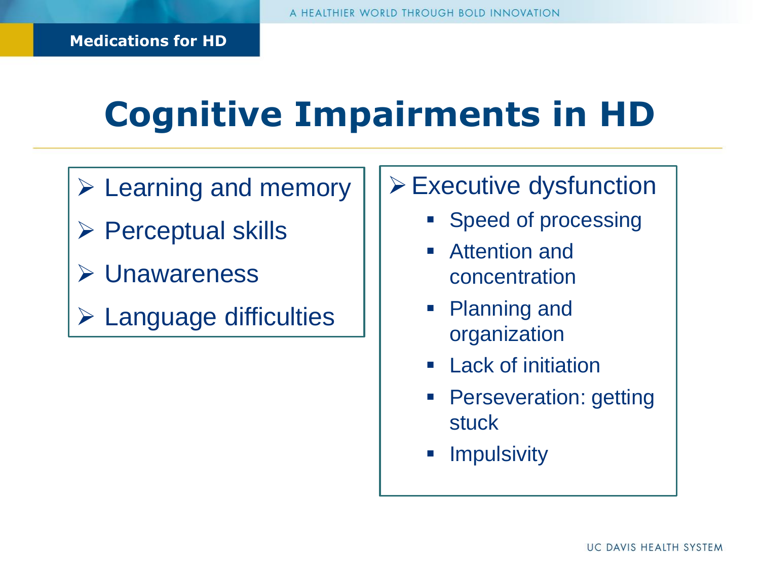# Cognitive Impairments in HD

- Learning and memory
- Perceptual skills
- Unawareness
- Language difficulties

- Executive dysfunction
  - Speed of processing
  - Attention and concentration
  - Planning and organization
  - Lack of initiation
  - Perseveration: getting stuck
  - Impulsivity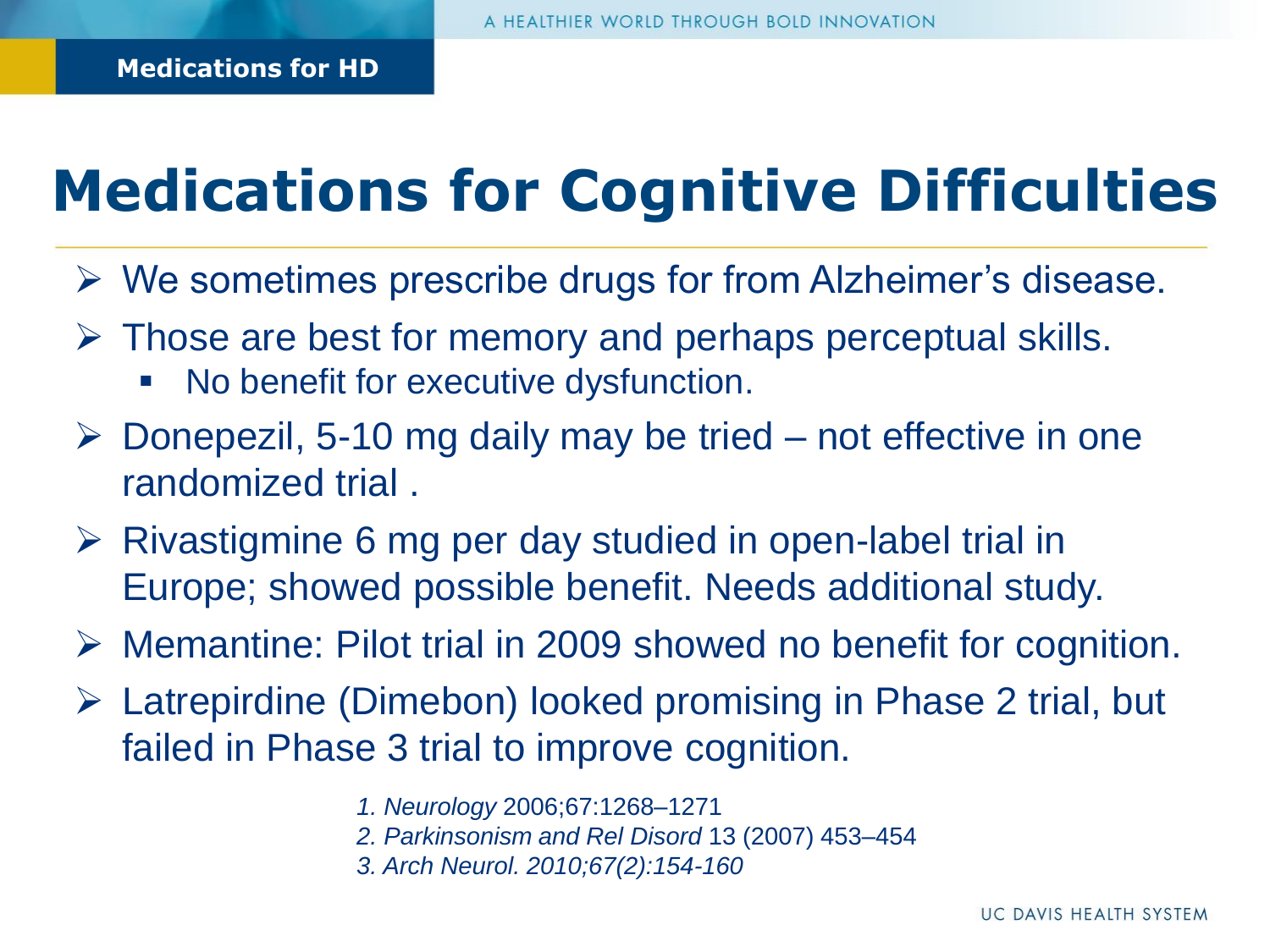# Medications for Cognitive Difficulties

- We sometimes prescribe drugs for from Alzheimer's disease.
- Those are best for memory and perhaps perceptual skills.
  - No benefit for executive dysfunction.
- Donepezil, 5-10 mg daily may be tried – not effective in one randomized trial .
- Rivastigmine 6 mg per day studied in open-label trial in Europe; showed possible benefit. Needs additional study.
- Memantine: Pilot trial in 2009 showed no benefit for cognition.
- Latrepirdine (Dimebon) looked promising in Phase 2 trial, but failed in Phase 3 trial to improve cognition.

1. *Neurology* 2006;67:1268–1271
2. *Parkinsonism and Rel Disord* 13 (2007) 453–454
3. *Arch Neurol. 2010;67(2):154-160*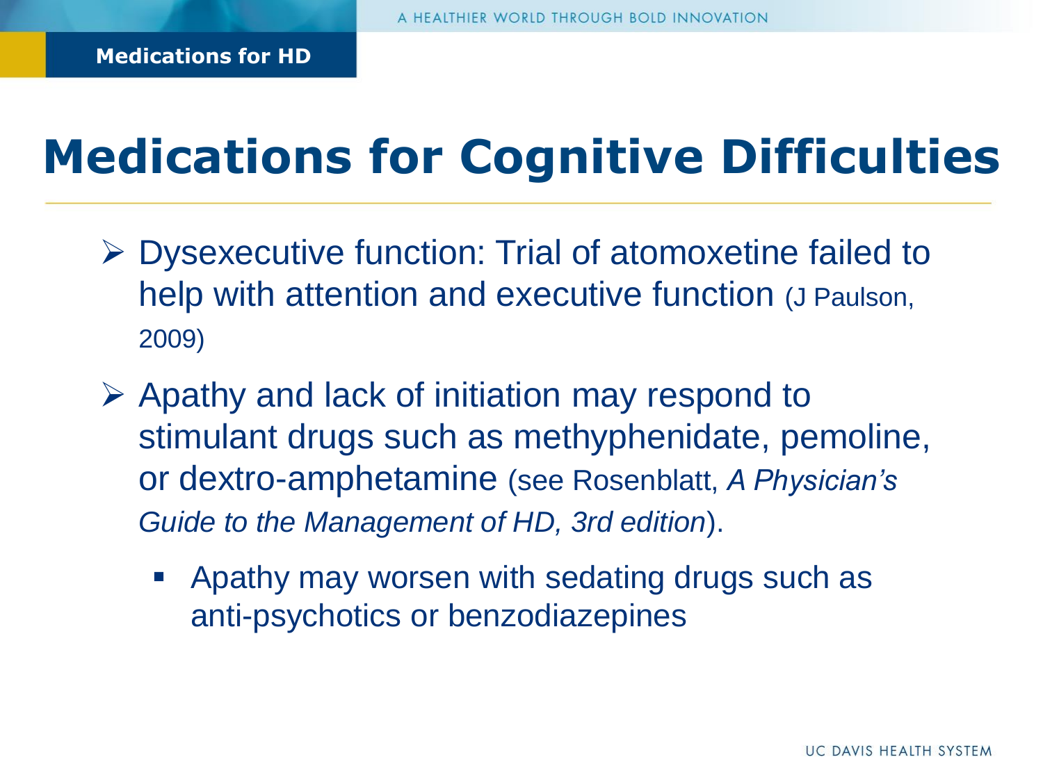# Medications for Cognitive Difficulties

- Dysexecutive function: Trial of atomoxetine failed to help with attention and executive function (J Paulson, 2009)
- Apathy and lack of initiation may respond to stimulant drugs such as methyphenidate, pemoline, or dextro-amphetamine (see Rosenblatt, *A Physician's Guide to the Management of HD, 3rd edition*).
  - Apathy may worsen with sedating drugs such as anti-psychotics or benzodiazepines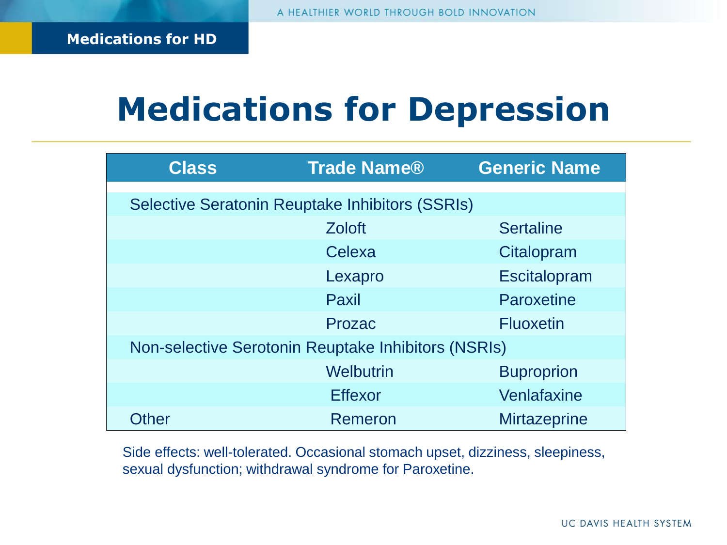# Medications for Depression

| Class | Trade Name® | Generic Name |
|---|---|---|
| Selective Seratonin Reuptake Inhibitors (SSRIs) | | |
| | Zoloft | Sertaline |
| | Celexa | Citalopram |
| | Lexapro | Escitalopram |
| | Paxil | Paroxetine |
| | Prozac | Fluoxetin |
| Non-selective Serotonin Reuptake Inhibitors (NSRIs) | | |
| | Welbutrin | Buproprion |
| | Effexor | Venlafaxine |
| Other | Remeron | Mirtazeprine |

Side effects: well-tolerated. Occasional stomach upset, dizziness, sleepiness, sexual dysfunction; withdrawal syndrome for Paroxetine.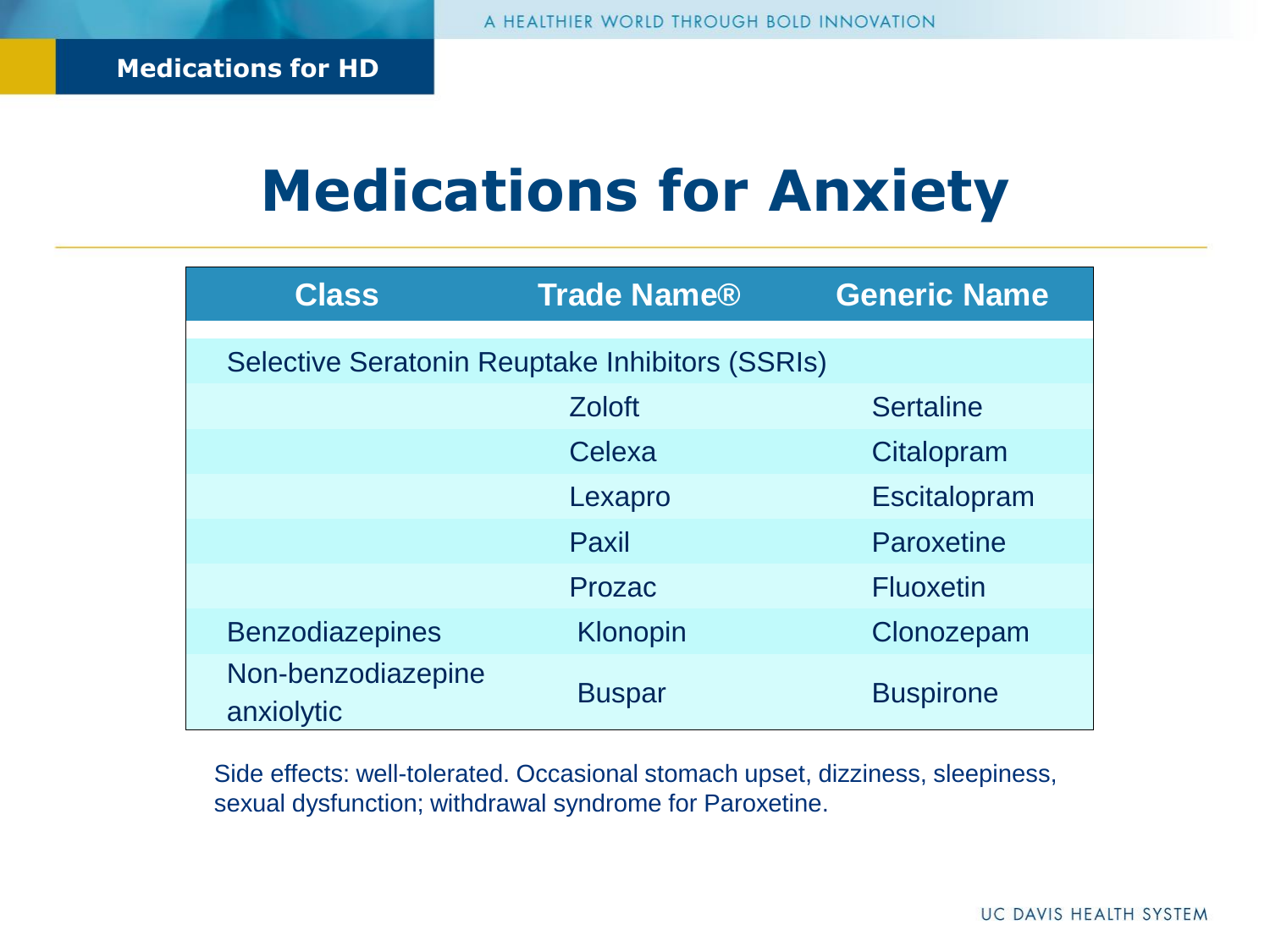# Medications for Anxiety

| Class | Trade Name® | Generic Name |
|---|---|---|
| Selective Seratonin Reuptake Inhibitors (SSRIs) | | |
| | Zoloft | Sertaline |
| | Celexa | Citalopram |
| | Lexapro | Escitalopram |
| | Paxil | Paroxetine |
| | Prozac | Fluoxetin |
| Benzodiazepines | Klonopin | Clonozepam |
| Non-benzodiazepine anxiolytic | Buspar | Buspirone |

Side effects: well-tolerated. Occasional stomach upset, dizziness, sleepiness, sexual dysfunction; withdrawal syndrome for Paroxetine.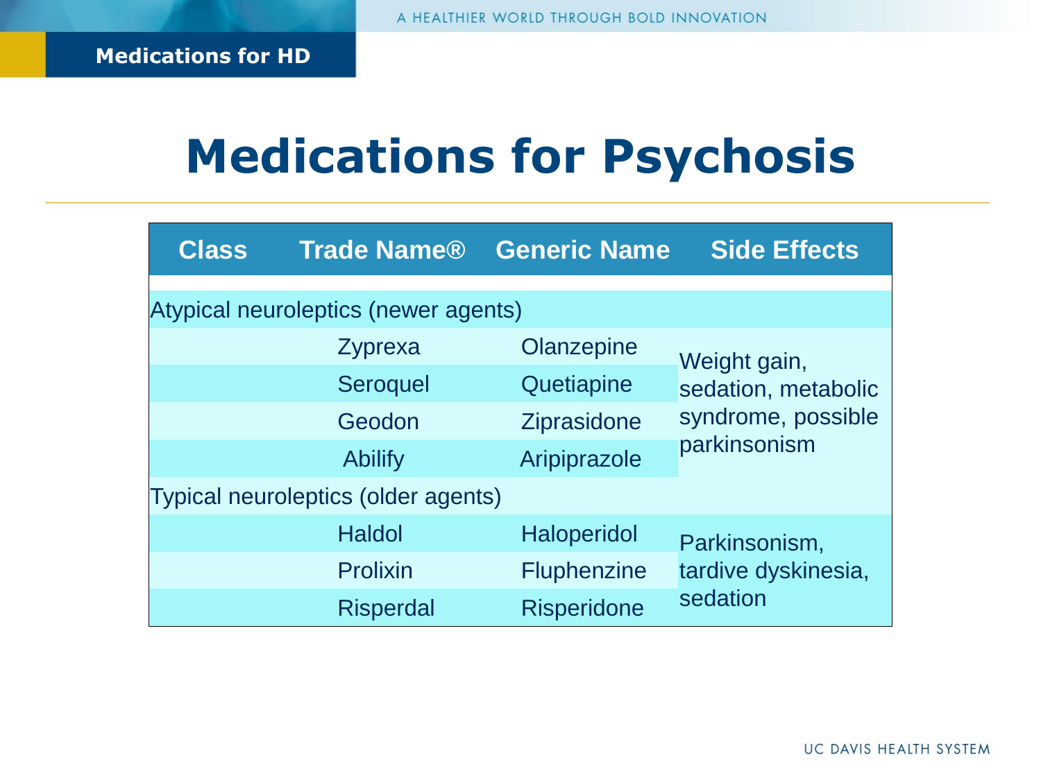# Medications for Psychosis

| Class | Trade Name® | Generic Name | Side Effects |
|---|---|---|---|
| Atypical neuroleptics (newer agents) | | | |
| | Zyprexa | Olanzepine | Weight gain, sedation, metabolic syndrome, possible parkinsonism |
| | Seroquel | Quetiapine | |
| | Geodon | Ziprasidone | |
| | Abilify | Aripiprazole | |
| Typical neuroleptics (older agents) | | | |
| | Haldol | Haloperidol | Parkinsonism, tardive dyskinesia, sedation |
| | Prolixin | Fluphenzine | |
| | Risperdal | Risperidone | |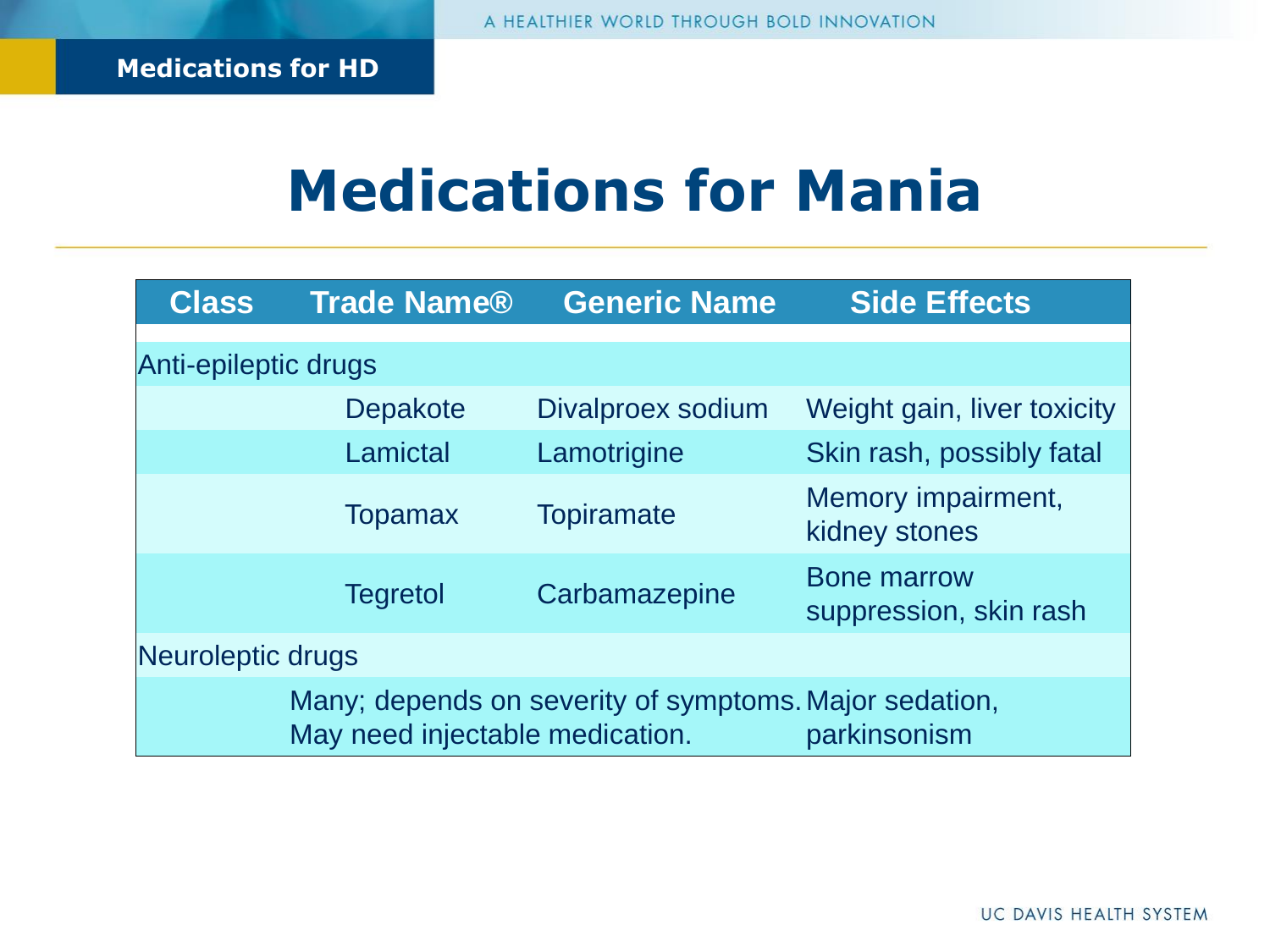# Medications for Mania

| Class | Trade Name® | Generic Name | Side Effects |
|---|---|---|---|
| Anti-epileptic drugs | | | |
| | Depakote | Divalproex sodium | Weight gain, liver toxicity |
| | Lamictal | Lamotrigine | Skin rash, possibly fatal |
| | Topamax | Topiramate | Memory impairment, kidney stones |
| | Tegretol | Carbamazepine | Bone marrow suppression, skin rash |
| Neuroleptic drugs | | | |
| | Many; depends on severity of symptoms. May need injectable medication. | | Major sedation, parkinsonism |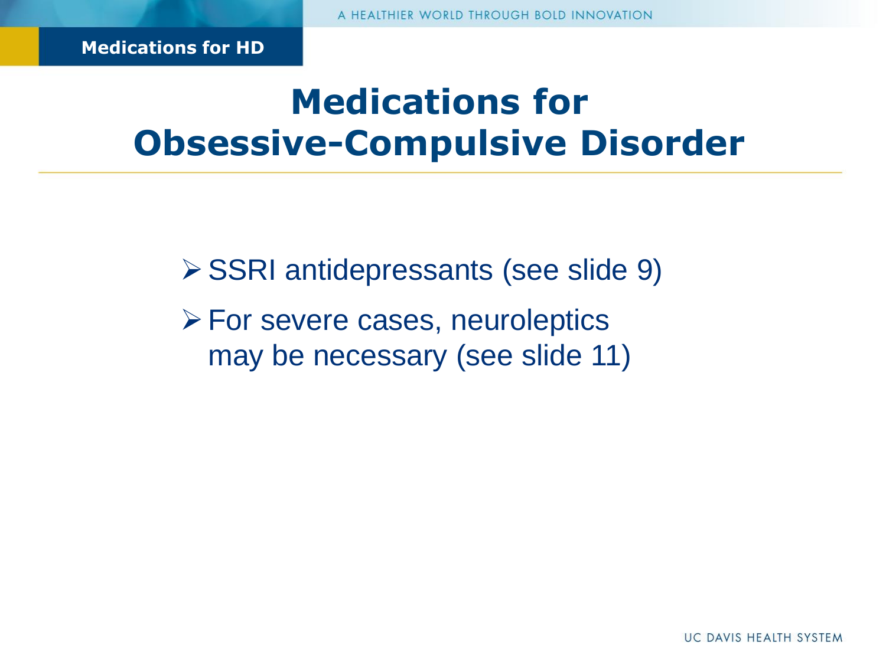# Medications for Obsessive-Compulsive Disorder

- SSRI antidepressants (see slide 9)
- For severe cases, neuroleptics may be necessary (see slide 11)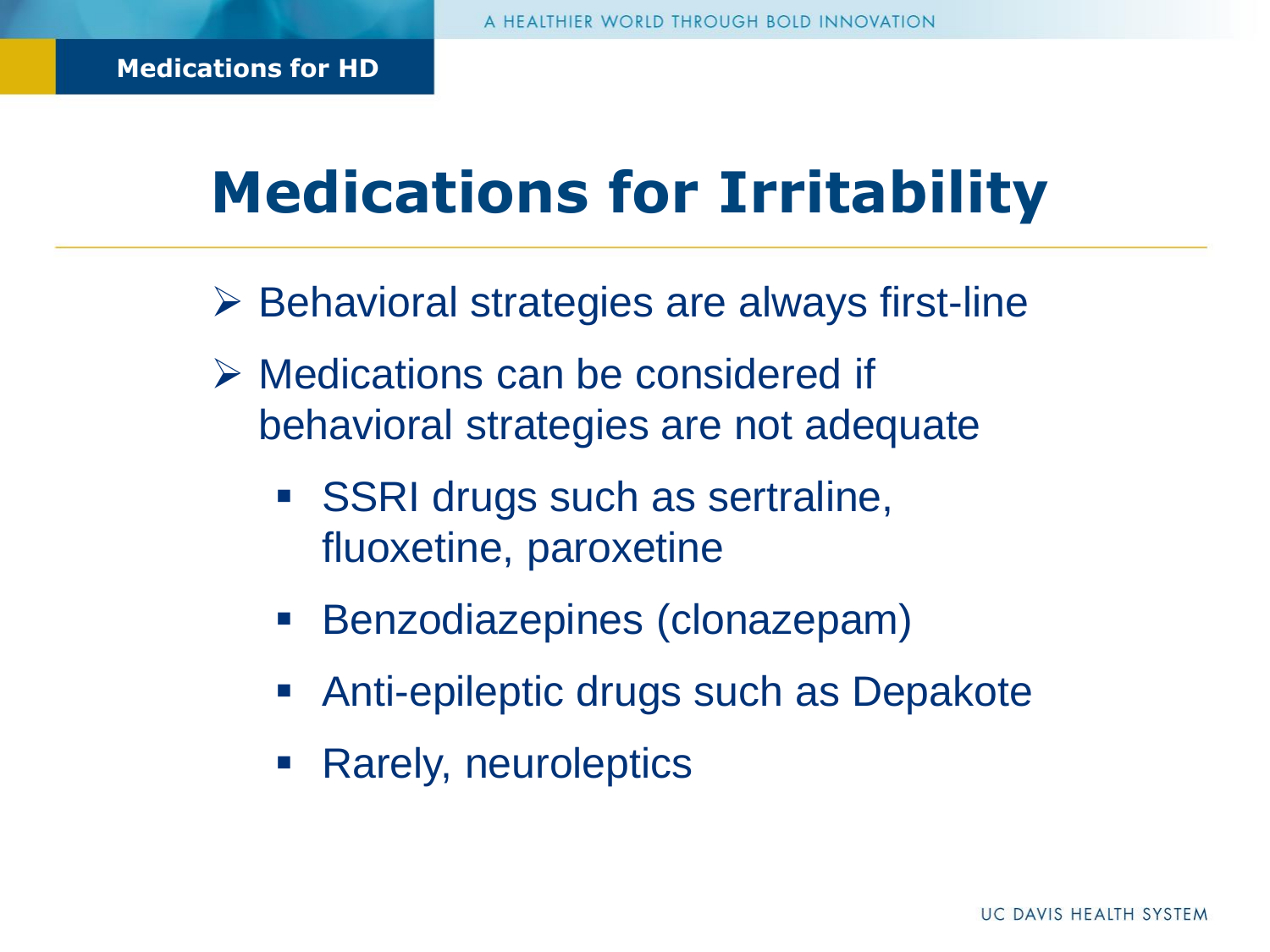# Medications for Irritability

- Behavioral strategies are always first-line
- Medications can be considered if behavioral strategies are not adequate
  - SSRI drugs such as sertraline, fluoxetine, paroxetine
  - Benzodiazepines (clonazepam)
  - Anti-epileptic drugs such as Depakote
  - Rarely, neuroleptics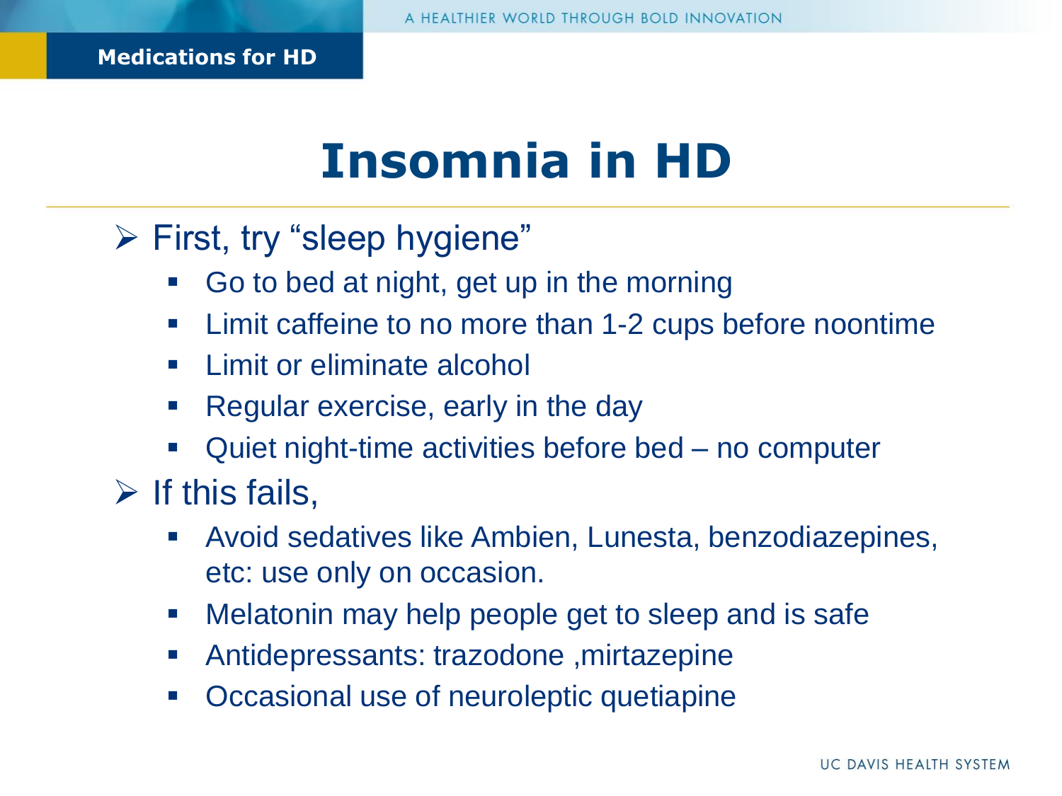# Insomnia in HD

- First, try “sleep hygiene”
  - Go to bed at night, get up in the morning
  - Limit caffeine to no more than 1-2 cups before noontime
  - Limit or eliminate alcohol
  - Regular exercise, early in the day
  - Quiet night-time activities before bed – no computer
- If this fails,
  - Avoid sedatives like Ambien, Lunesta, benzodiazepines, etc: use only on occasion.
  - Melatonin may help people get to sleep and is safe
  - Antidepressants: trazodone ,mirtazepine
  - Occasional use of neuroleptic quetiapine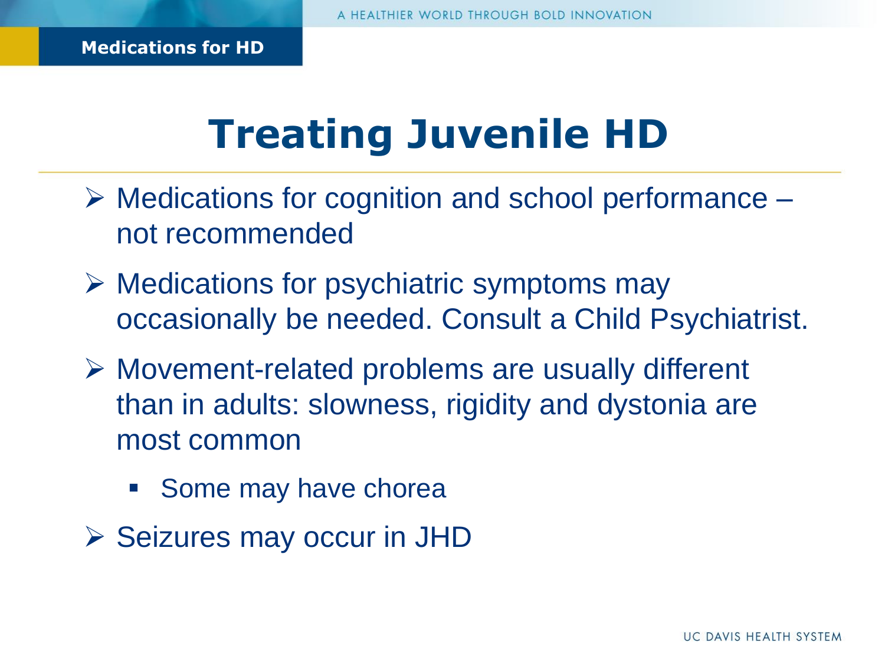# Treating Juvenile HD

- Medications for cognition and school performance – not recommended
- Medications for psychiatric symptoms may occasionally be needed. Consult a Child Psychiatrist.
- Movement-related problems are usually different than in adults: slowness, rigidity and dystonia are most common
  - Some may have chorea
- Seizures may occur in JHD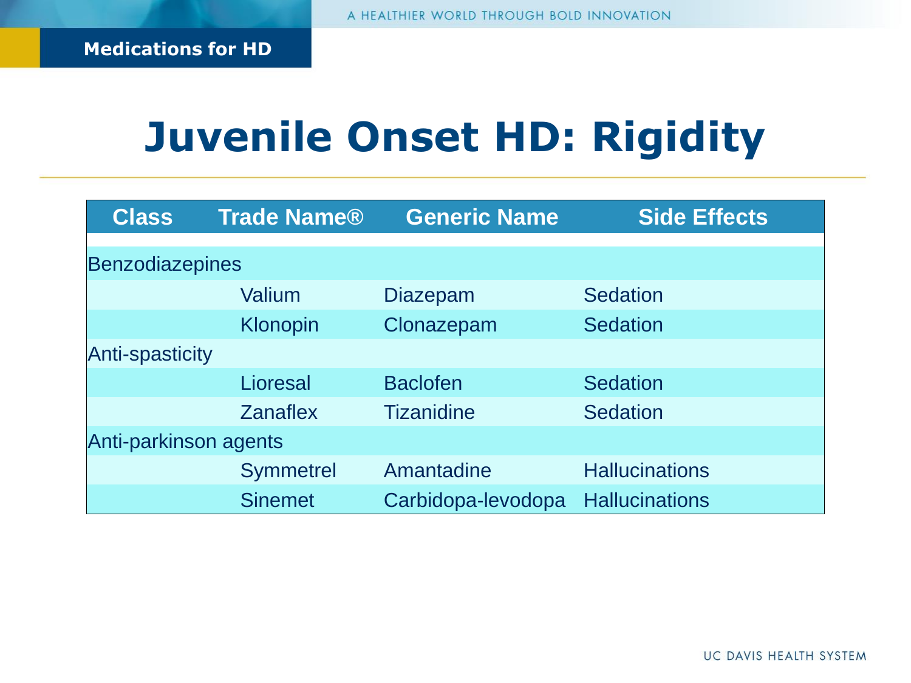# Juvenile Onset HD: Rigidity

| Class | Trade Name® | Generic Name | Side Effects |
| --- | --- | --- | --- |
| Benzodiazepines | | | |
| | Valium | Diazepam | Sedation |
| | Klonopin | Clonazepam | Sedation |
| Anti-spasticity | | | |
| | Lioresal | Baclofen | Sedation |
| | Zanaflex | Tizanidine | Sedation |
| Anti-parkinson agents | | | |
| | Symmetrel | Amantadine | Hallucinations |
| | Sinemet | Carbidopa-levodopa | Hallucinations |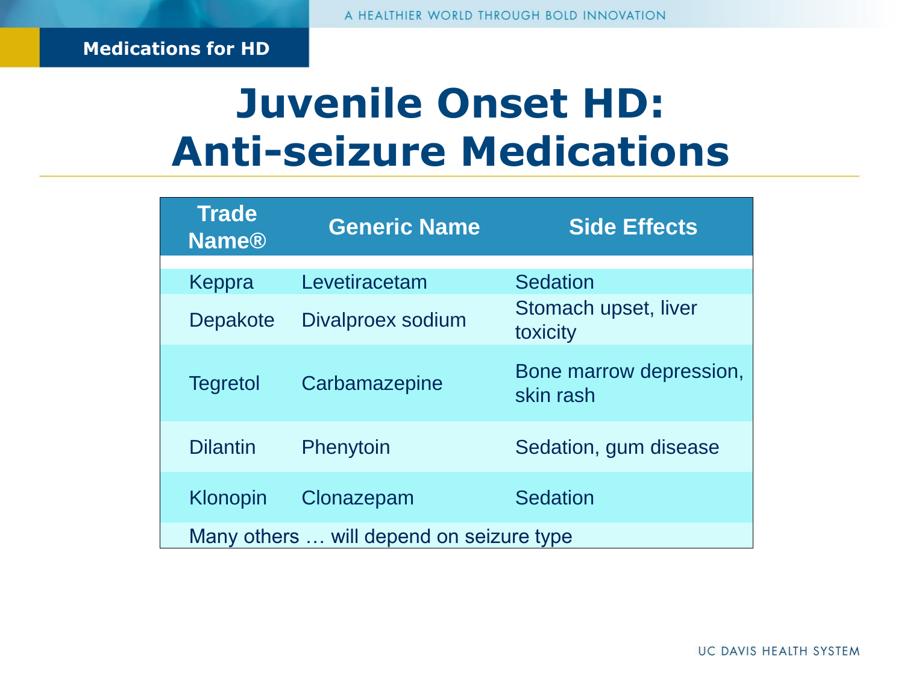**Medications for HD**

# Juvenile Onset HD: Anti-seizure Medications

| Trade Name® | Generic Name | Side Effects |
|---|---|---|
| Keppra | Levetiracetam | Sedation |
| Depakote | Divalproex sodium | Stomach upset, liver toxicity |
| Tegretol | Carbamazepine | Bone marrow depression, skin rash |
| Dilantin | Phenytoin | Sedation, gum disease |
| Klonopin | Clonazepam | Sedation |
| Many others … will depend on seizure type | | |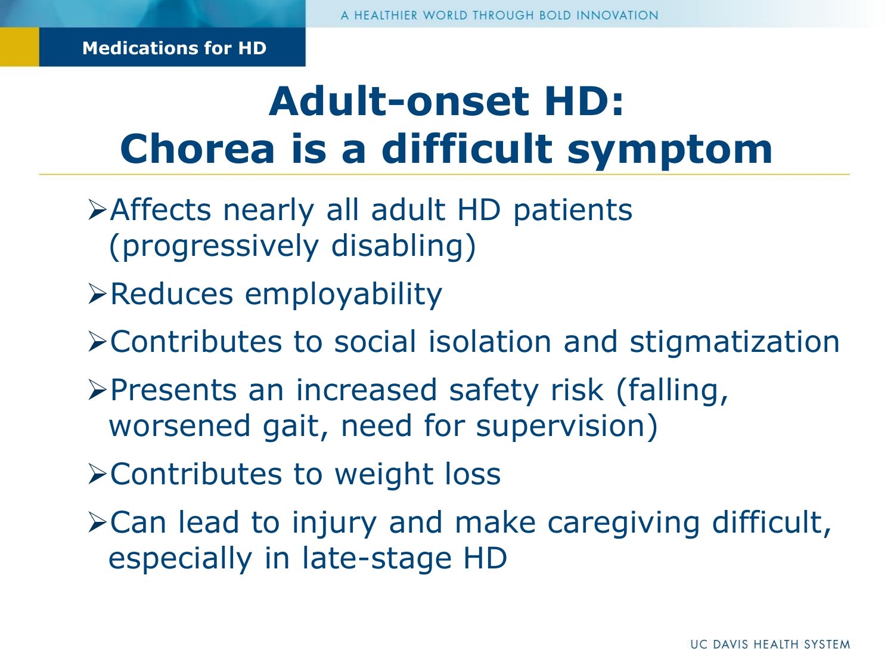# Adult-onset HD: Chorea is a difficult symptom

- Affects nearly all adult HD patients (progressively disabling)
- Reduces employability
- Contributes to social isolation and stigmatization
- Presents an increased safety risk (falling, worsened gait, need for supervision)
- Contributes to weight loss
- Can lead to injury and make caregiving difficult, especially in late-stage HD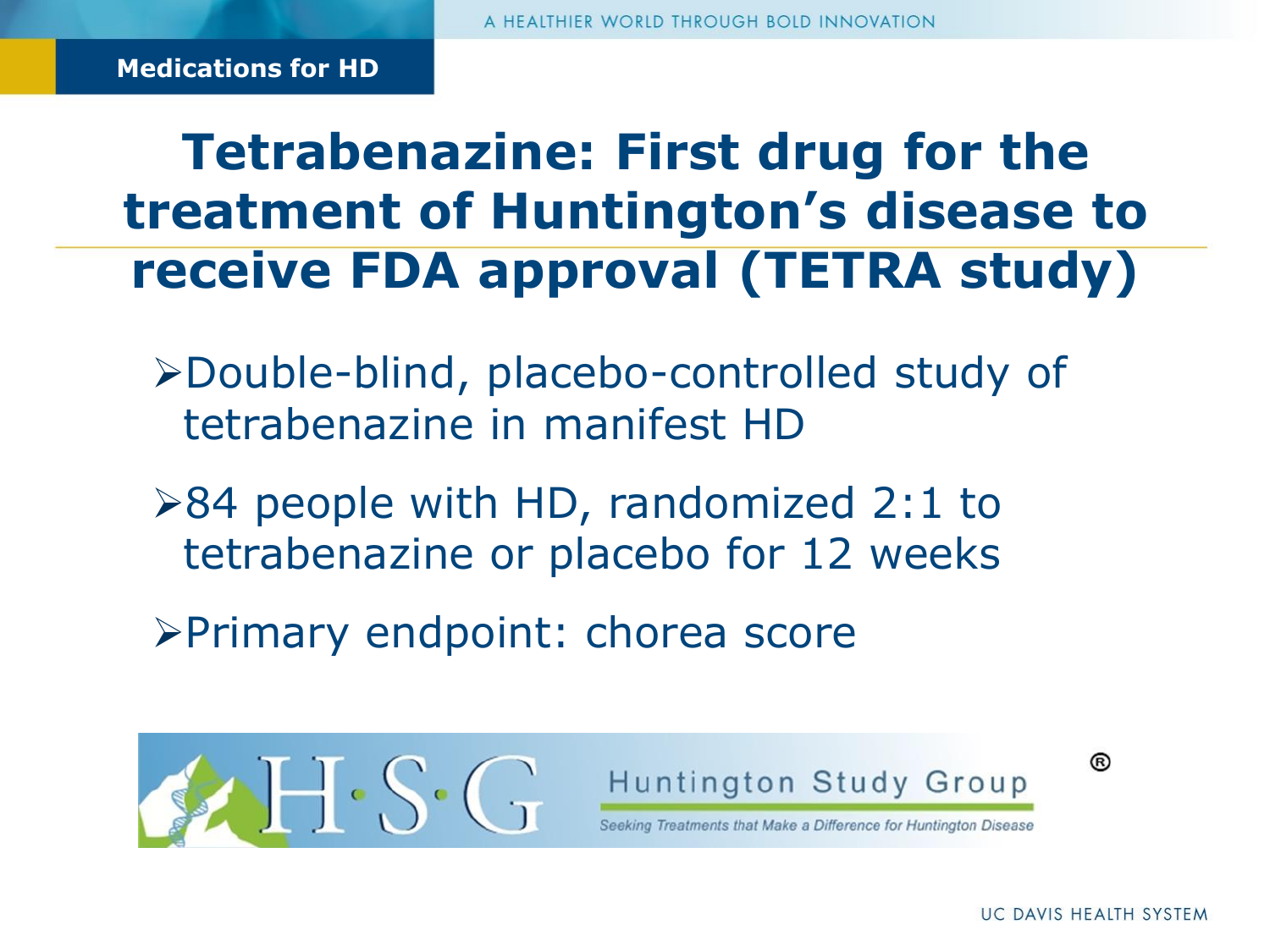Medications for HD

# Tetrabenazine: First drug for the treatment of Huntington's disease to receive FDA approval (TETRA study)

- Double-blind, placebo-controlled study of tetrabenazine in manifest HD
- 84 people with HD, randomized 2:1 to tetrabenazine or placebo for 12 weeks
- Primary endpoint: chorea score

H·S·G Huntington Study Group®

*Seeking Treatments that Make a Difference for Huntington Disease*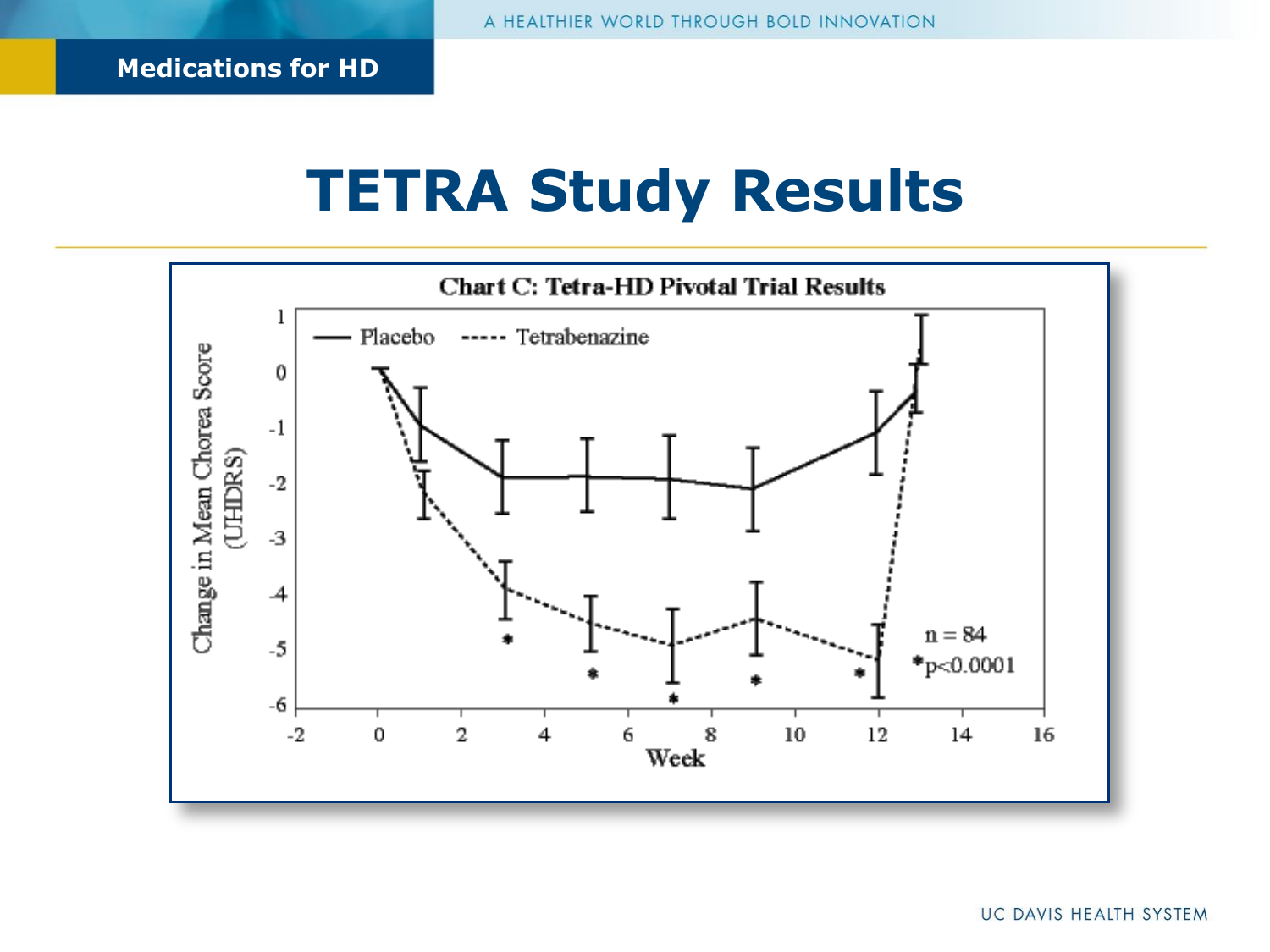## Medications for HD

# TETRA Study Results

**Chart C: Tetra-HD Pivotal Trial Results**

— Placebo ----- Tetrabenazine

Change in Mean Chorea Score (UHDRS)

Week

n = 84

*$p<0.0001$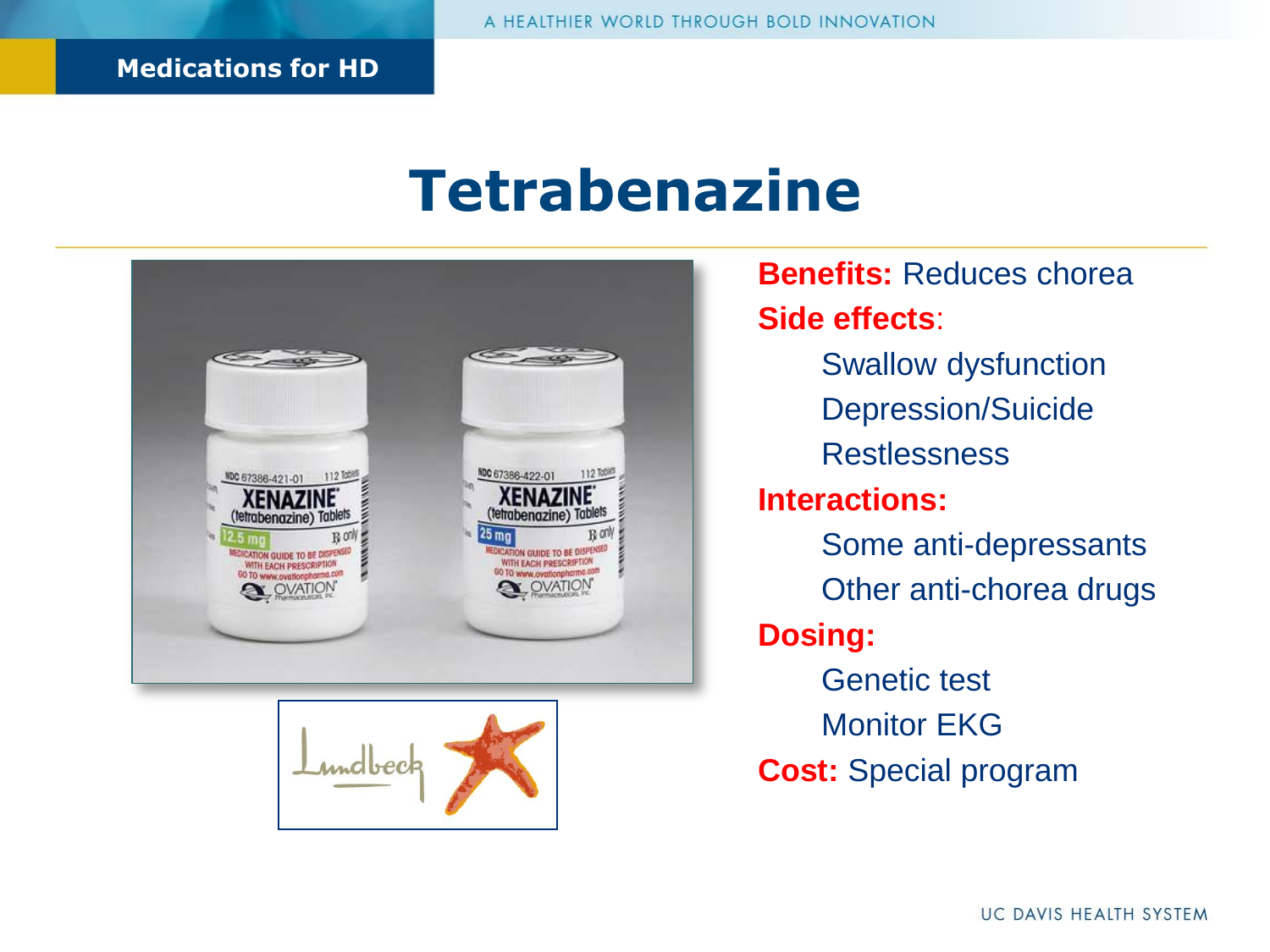# Tetrabenazine

**Benefits:** Reduces chorea

**Side effects**:

- Swallow dysfunction
- Depression/Suicide
- Restlessness

**Interactions:**

- Some anti-depressants
- Other anti-chorea drugs

**Dosing:**

- Genetic test
- Monitor EKG

**Cost:** Special program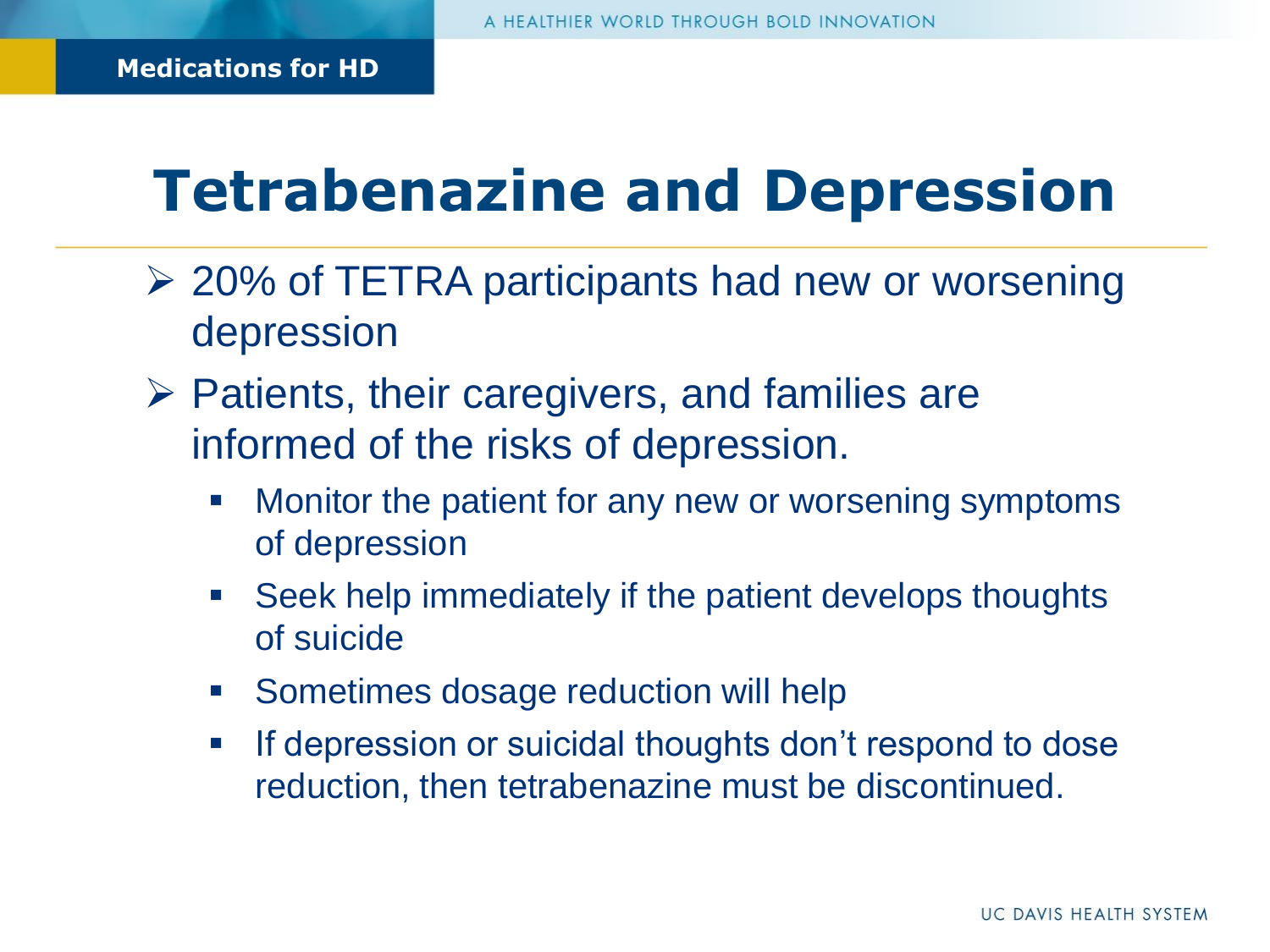Medications for HD

# Tetrabenazine and Depression

- 20% of TETRA participants had new or worsening depression
- Patients, their caregivers, and families are informed of the risks of depression.
  - Monitor the patient for any new or worsening symptoms of depression
  - Seek help immediately if the patient develops thoughts of suicide
  - Sometimes dosage reduction will help
  - If depression or suicidal thoughts don't respond to dose reduction, then tetrabenazine must be discontinued.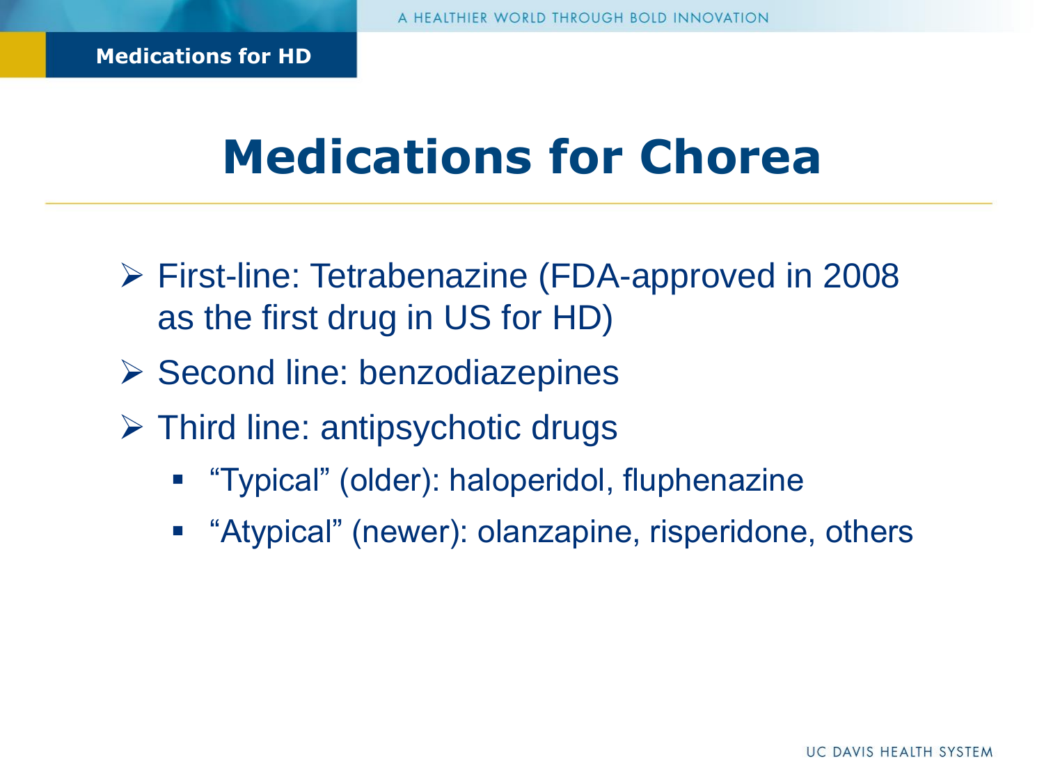# Medications for Chorea

- First-line: Tetrabenazine (FDA-approved in 2008 as the first drug in US for HD)
- Second line: benzodiazepines
- Third line: antipsychotic drugs
  - "Typical" (older): haloperidol, fluphenazine
  - "Atypical" (newer): olanzapine, risperidone, others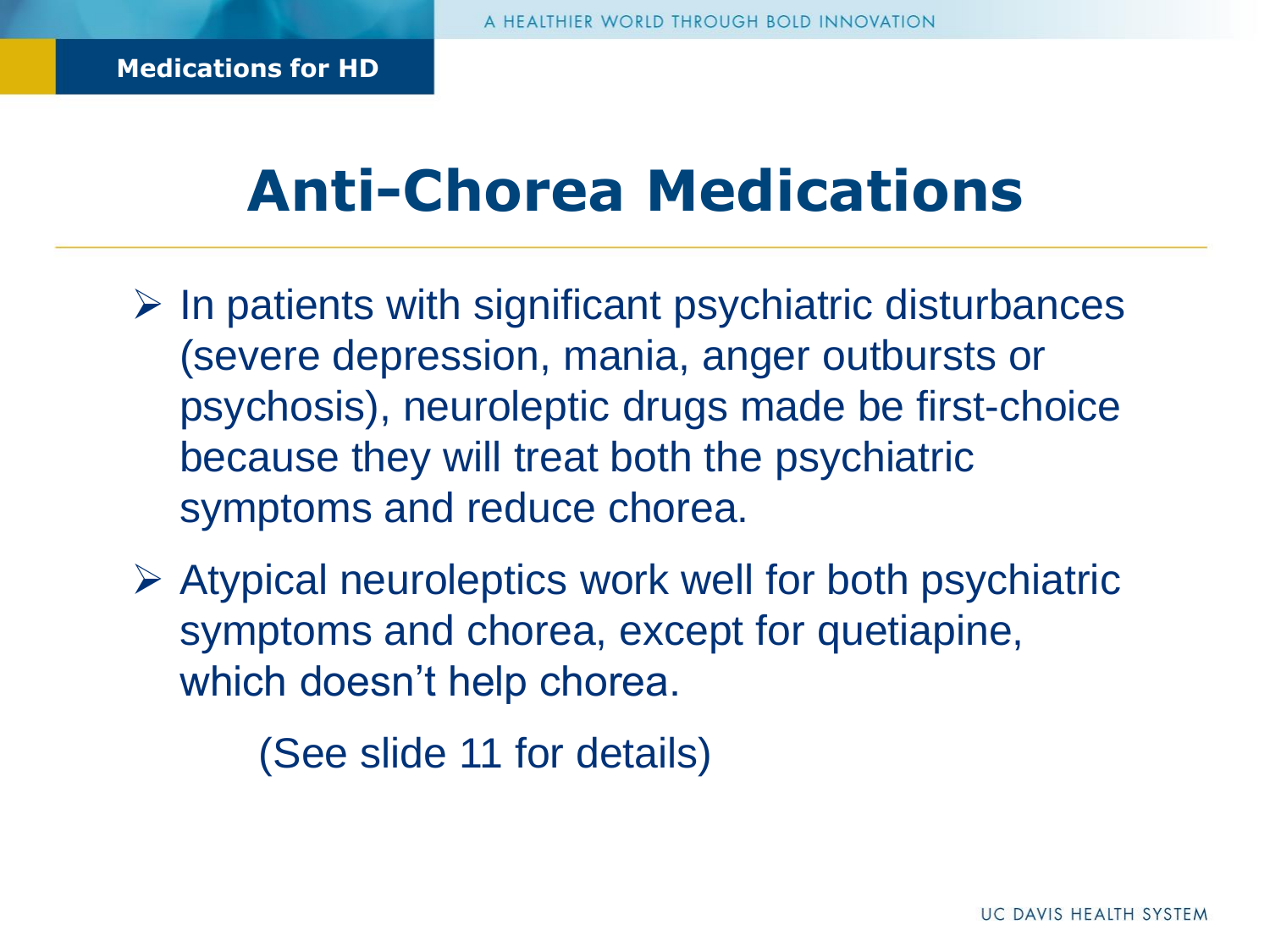Medications for HD

# Anti-Chorea Medications

- In patients with significant psychiatric disturbances (severe depression, mania, anger outbursts or psychosis), neuroleptic drugs made be first-choice because they will treat both the psychiatric symptoms and reduce chorea.
- Atypical neuroleptics work well for both psychiatric symptoms and chorea, except for quetiapine, which doesn't help chorea.

  (See slide 11 for details)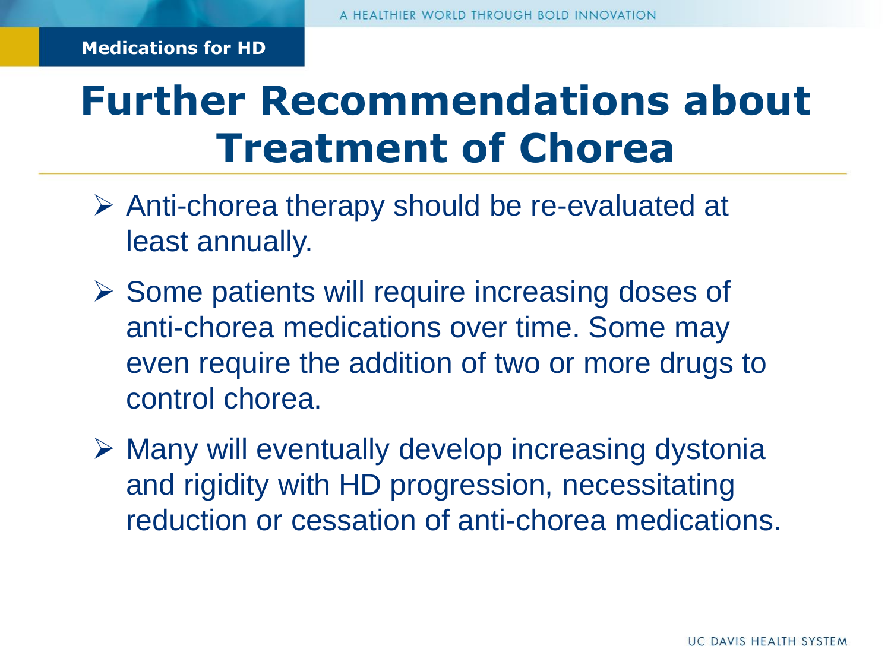# Further Recommendations about Treatment of Chorea

- Anti-chorea therapy should be re-evaluated at least annually.
- Some patients will require increasing doses of anti-chorea medications over time. Some may even require the addition of two or more drugs to control chorea.
- Many will eventually develop increasing dystonia and rigidity with HD progression, necessitating reduction or cessation of anti-chorea medications.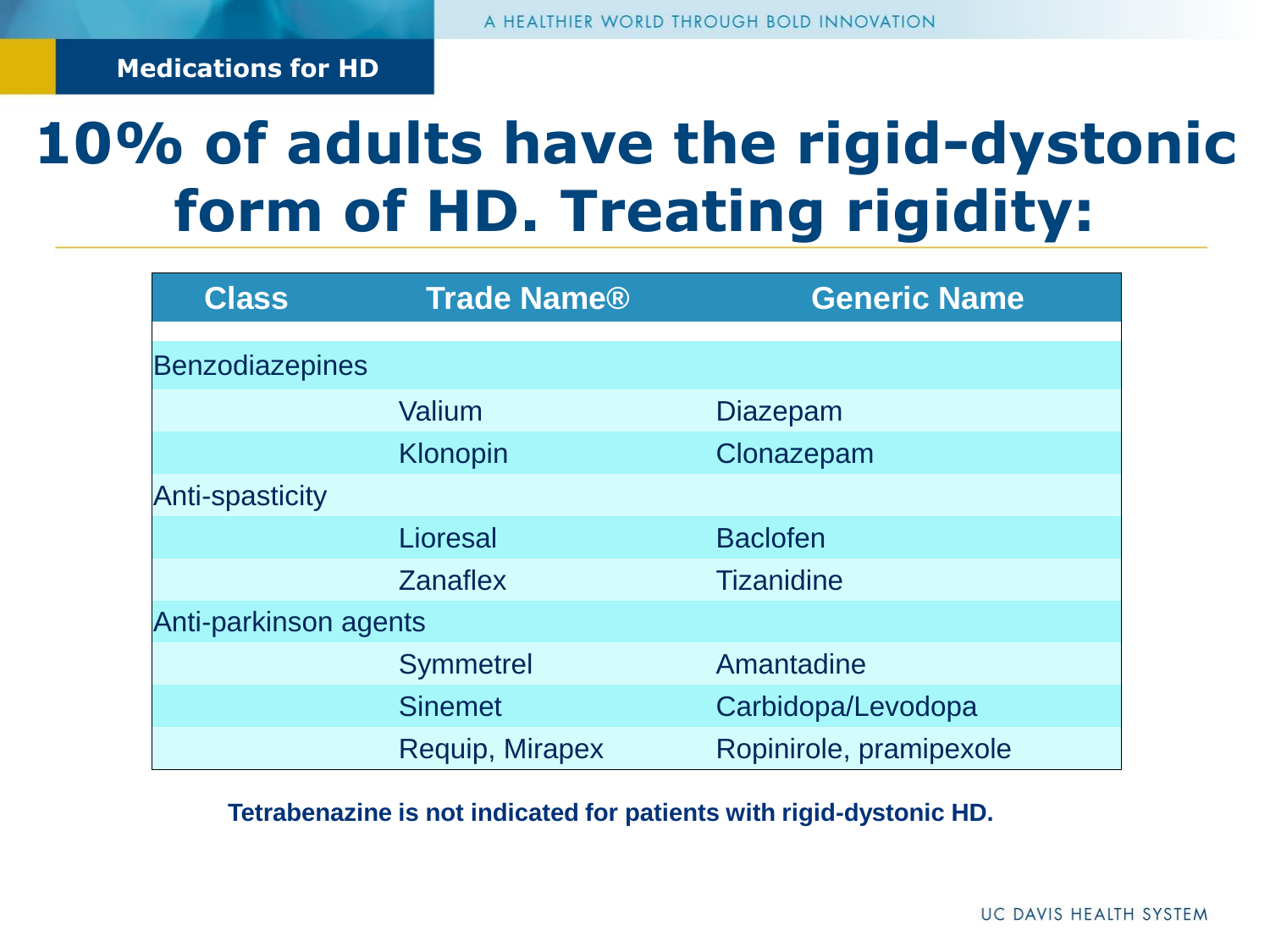Medications for HD

# 10% of adults have the rigid-dystonic form of HD. Treating rigidity:

| Class | Trade Name® | Generic Name |
| --- | --- | --- |
| Benzodiazepines | | |
| | Valium | Diazepam |
| | Klonopin | Clonazepam |
| Anti-spasticity | | |
| | Lioresal | Baclofen |
| | Zanaflex | Tizanidine |
| Anti-parkinson agents | | |
| | Symmetrel | Amantadine |
| | Sinemet | Carbidopa/Levodopa |
| | Requip, Mirapex | Ropinirole, pramipexole |

**Tetrabenazine is not indicated for patients with rigid-dystonic HD.**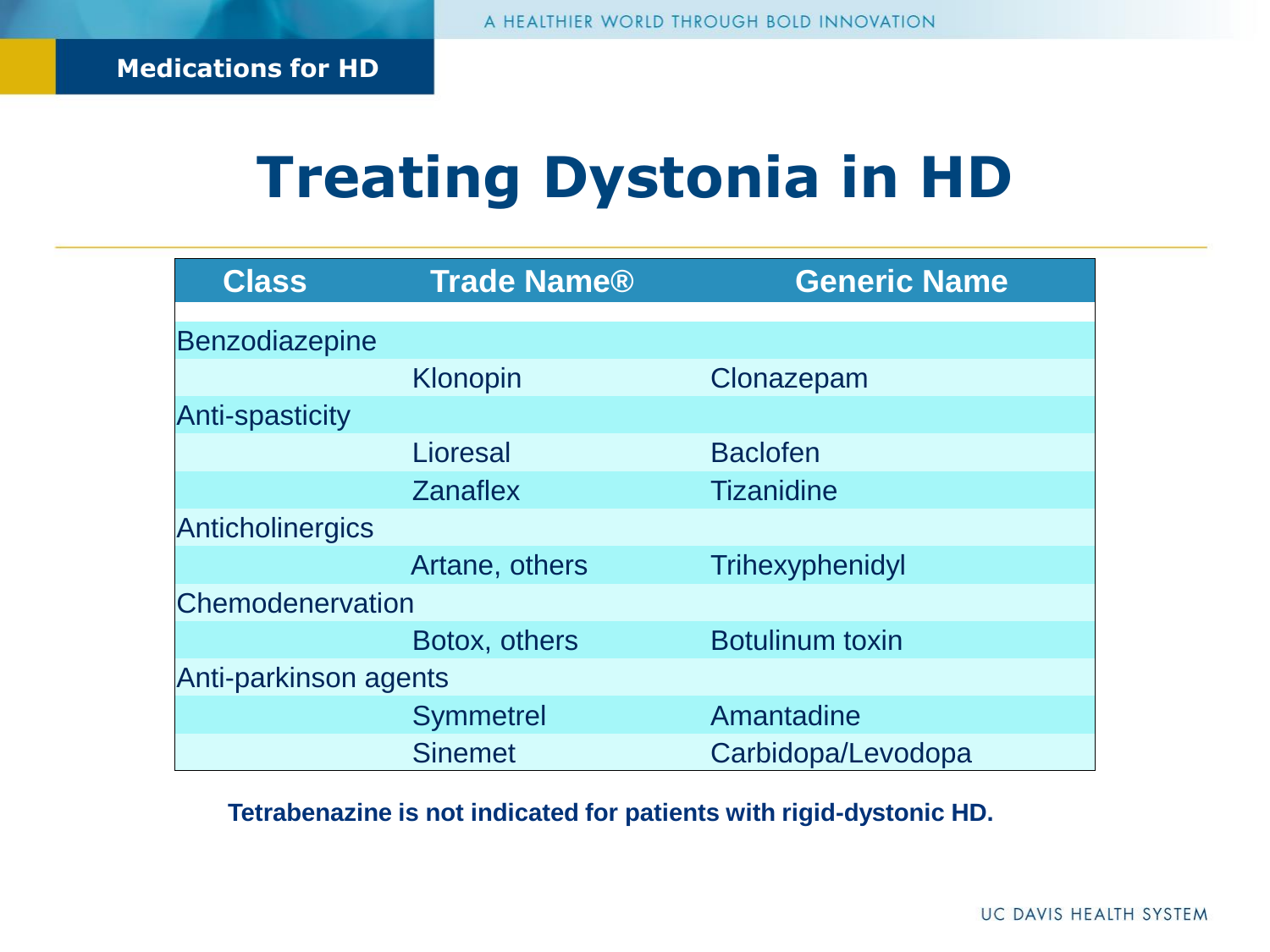**Medications for HD**

# Treating Dystonia in HD

| Class | Trade Name® | Generic Name |
| --- | --- | --- |
| Benzodiazepine | | |
| | Klonopin | Clonazepam |
| Anti-spasticity | | |
| | Lioresal | Baclofen |
| | Zanaflex | Tizanidine |
| Anticholinergics | | |
| | Artane, others | Trihexyphenidyl |
| Chemodenervation | | |
| | Botox, others | Botulinum toxin |
| Anti-parkinson agents | | |
| | Symmetrel | Amantadine |
| | Sinemet | Carbidopa/Levodopa |

**Tetrabenazine is not indicated for patients with rigid-dystonic HD.**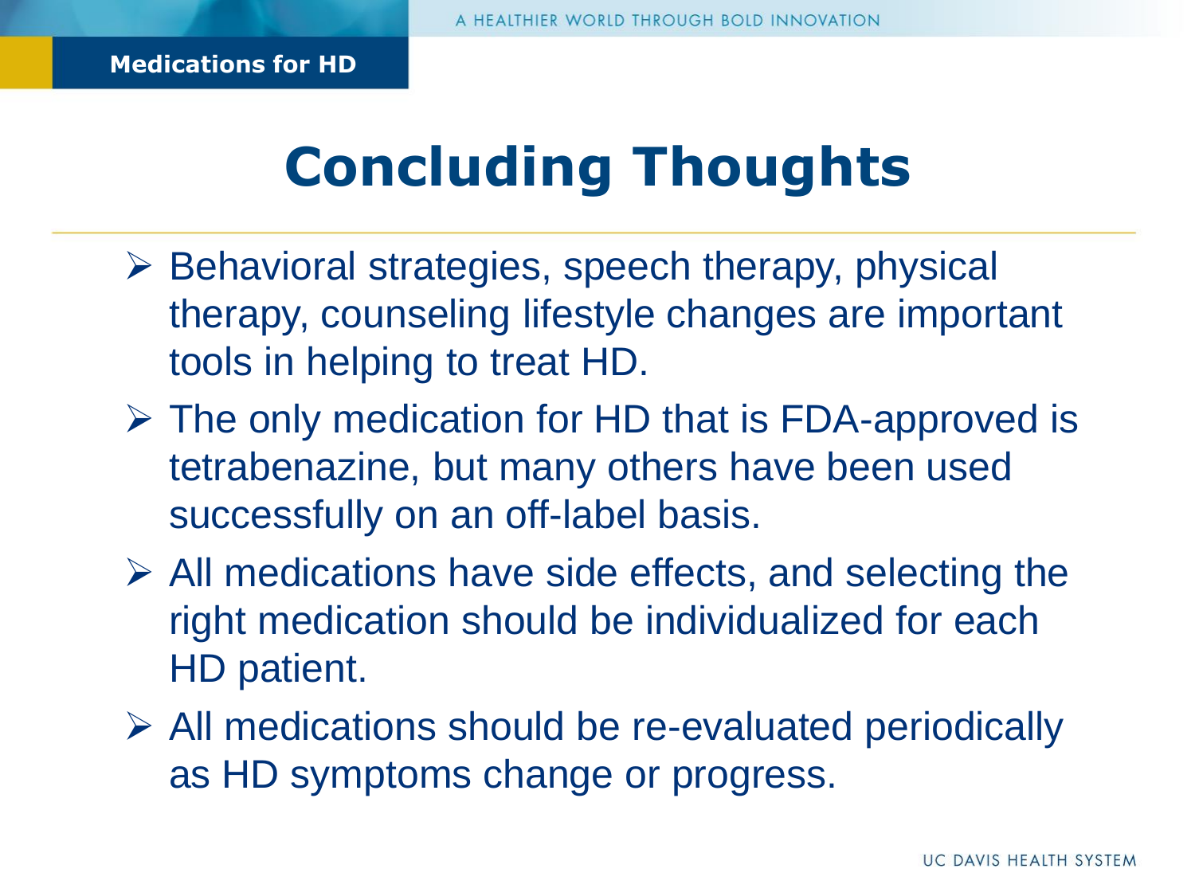Medications for HD

# Concluding Thoughts

- Behavioral strategies, speech therapy, physical therapy, counseling lifestyle changes are important tools in helping to treat HD.
- The only medication for HD that is FDA-approved is tetrabenazine, but many others have been used successfully on an off-label basis.
- All medications have side effects, and selecting the right medication should be individualized for each HD patient.
- All medications should be re-evaluated periodically as HD symptoms change or progress.